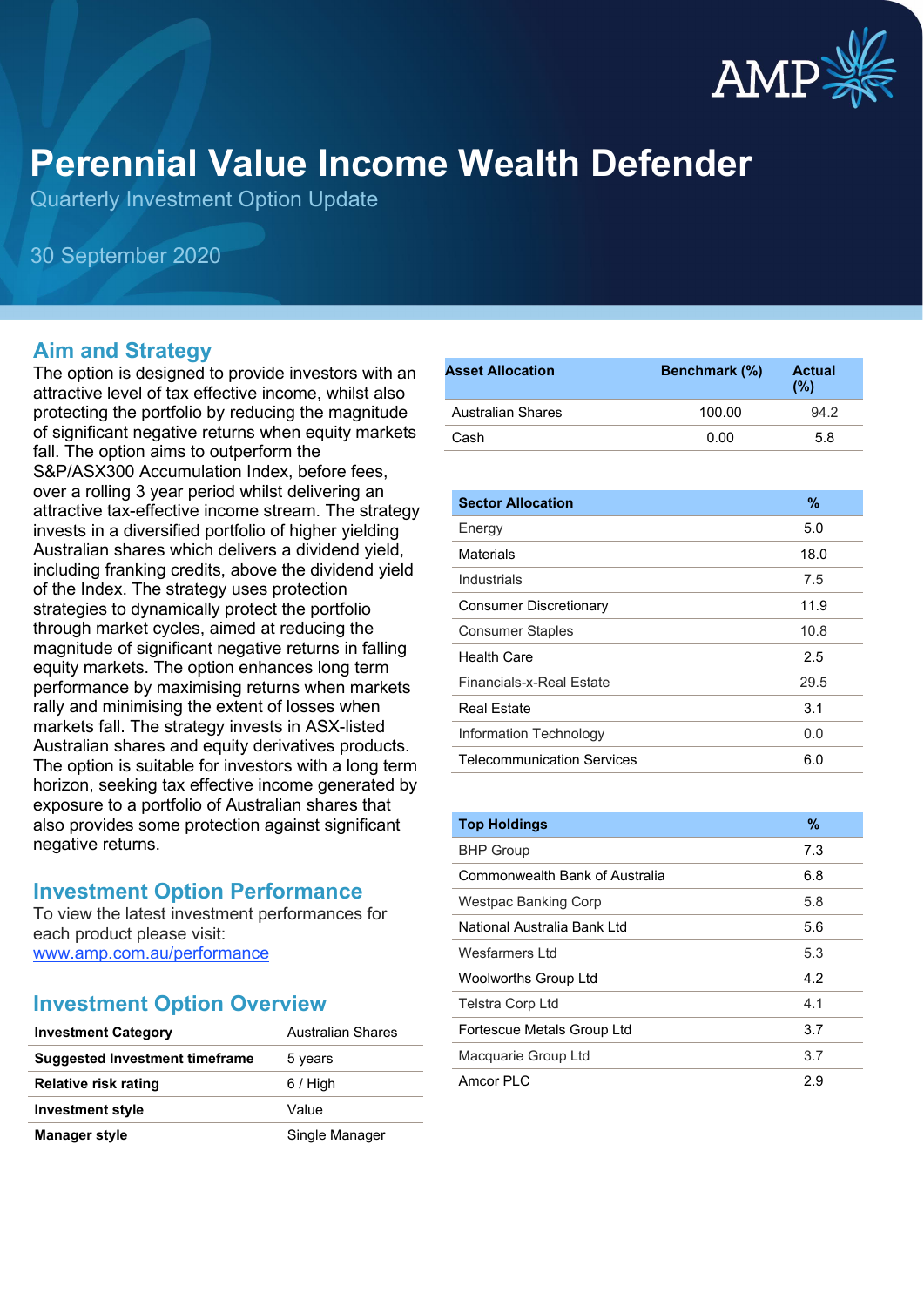# Perennial Value Income Wealth Defender

Quarterly Investment Option Update

30 September 2020

## Aim and Strategy

The option is designed to provide investors with an attractive level of tax effective income, whilst also protecting the portfolio by reducing the magnitude of significant negative returns when equity markets fall. The option aims to outperform the S&P/ASX300 Accumulation Index, before fees, over a rolling 3 year period whilst delivering an attractive tax-effective income stream. The strategy invests in a diversified portfolio of higher yielding Australian shares which delivers a dividend yield, including franking credits, above the dividend yield of the Index. The option uses protection strategies to dynamically protect the portfolio through market cycles, aimed at reducing the magnitude of significant negative returns in falling equity markets. The option enhances long term performance by maximising returns when markets rally and minimising the extent of losses when markets fall. The strategy invests in ASX-listed Australian shares and equity derivatives products. The option is suitable for investors with a long term horizon, seeking tax effective income generated by exposure to a portfolio of Australian shares that also provides some protection against significant negative returns.

## Investment Option Performance

To view the latest investment performances for each product please visit:
www.amp.com.au/performance

## Investment Option Overview

| | |
|---|---|
| **Investment Category** | Australian Shares |
| **Suggested Investment timeframe** | 5 years |
| **Relative risk rating** | 6 / High |
| **Investment style** | Value |
| **Manager style** | Single Manager |

| Asset Allocation | Benchmark (%) | Actual (%) |
|---|---|---|
| Australian Shares | 100.00 | 94.2 |
| Cash | 0.00 | 5.8 |

| Sector Allocation | % |
|---|---|
| Energy | 5.0 |
| Materials | 18.0 |
| Industrials | 7.5 |
| Consumer Discretionary | 11.9 |
| Consumer Staples | 10.8 |
| Health Care | 2.5 |
| Financials-x-Real Estate | 29.5 |
| Real Estate | 3.1 |
| Information Technology | 0.0 |
| Telecommunication Services | 6.0 |

| Top Holdings | % |
|---|---|
| BHP Group | 7.3 |
| Commonwealth Bank of Australia | 6.8 |
| Westpac Banking Corp | 5.8 |
| National Australia Bank Ltd | 5.6 |
| Wesfarmers Ltd | 5.3 |
| Woolworths Group Ltd | 4.2 |
| Telstra Corp Ltd | 4.1 |
| Fortescue Metals Group Ltd | 3.7 |
| Macquarie Group Ltd | 3.7 |
| Amcor PLC | 2.9 |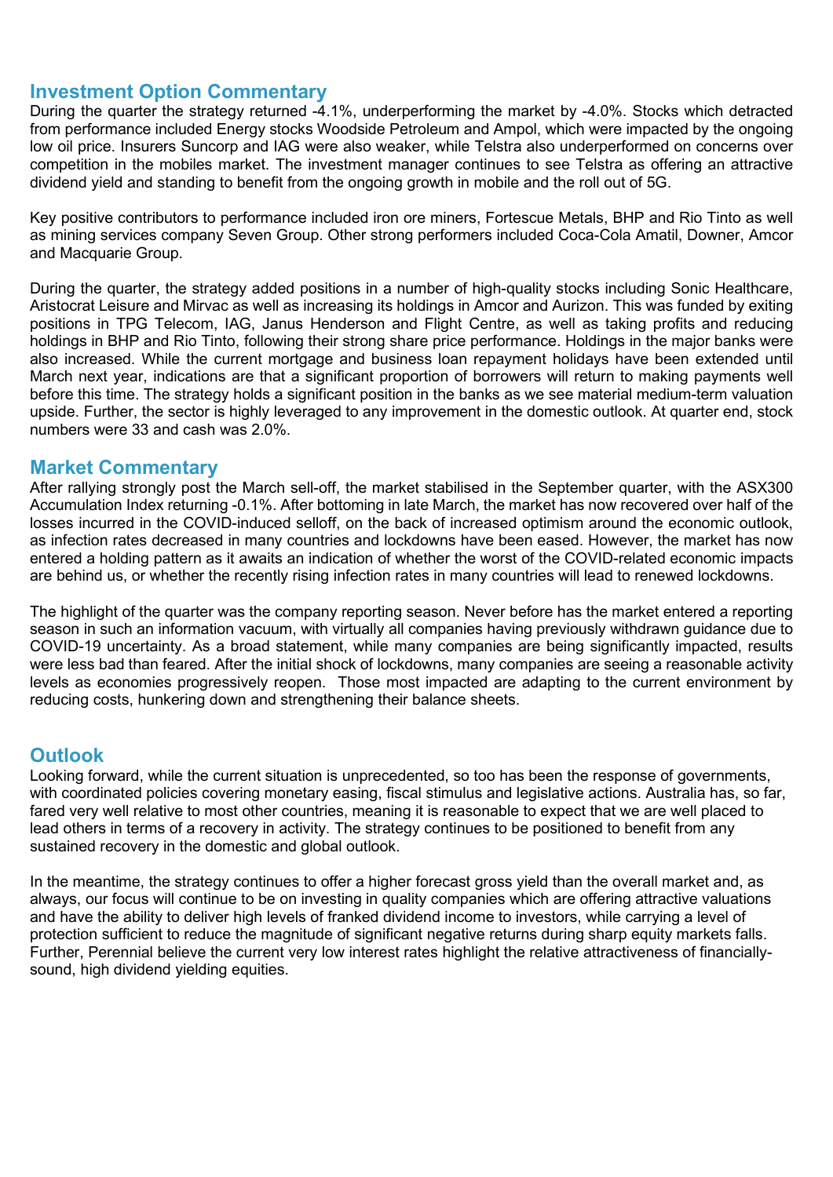## Investment Option Commentary

During the quarter the strategy returned -4.1%, underperforming the market by -4.0%. Stocks which detracted from performance included Energy stocks Woodside Petroleum and Ampol, which were impacted by the ongoing low oil price. Insurers Suncorp and IAG were also weaker, while Telstra also underperformed on concerns over competition in the mobiles market. The investment manager continues to see Telstra as offering an attractive dividend yield and standing to benefit from the ongoing growth in mobile and the roll out of 5G.

Key positive contributors to performance included iron ore miners, Fortescue Metals, BHP and Rio Tinto as well as mining services company Seven Group. Other strong performers included Coca-Cola Amatil, Downer, Amcor and Macquarie Group.

During the quarter, the strategy added positions in a number of high-quality stocks including Sonic Healthcare, Aristocrat Leisure and Mirvac as well as increasing its holdings in Amcor and Aurizon. This was funded by exiting positions in TPG Telecom, IAG, Janus Henderson and Flight Centre, as well as taking profits and reducing holdings in BHP and Rio Tinto, following their strong share price performance. Holdings in the major banks were also increased. While the current mortgage and business loan repayment holidays have been extended until March next year, indications are that a significant proportion of borrowers will return to making payments well before this time. The strategy holds a significant position in the banks as we see material medium-term valuation upside. Further, the sector is highly leveraged to any improvement in the domestic outlook. At quarter end, stock numbers were 33 and cash was 2.0%.

## Market Commentary

After rallying strongly post the March sell-off, the market stabilised in the September quarter, with the ASX300 Accumulation Index returning -0.1%. After bottoming in late March, the market has now recovered over half of the losses incurred in the COVID-induced selloff, on the back of increased optimism around the economic outlook, as infection rates decreased in many countries and lockdowns have been eased. However, the market has now entered a holding pattern as it awaits an indication of whether the worst of the COVID-related economic impacts are behind us, or whether the recently rising infection rates in many countries will lead to renewed lockdowns.

The highlight of the quarter was the company reporting season. Never before has the market entered a reporting season in such an information vacuum, with virtually all companies having previously withdrawn guidance due to COVID-19 uncertainty. As a broad statement, while many companies are being significantly impacted, results were less bad than feared. After the initial shock of lockdowns, many companies are seeing a reasonable activity levels as economies progressively reopen. Those most impacted are adapting to the current environment by reducing costs, hunkering down and strengthening their balance sheets.

## Outlook

Looking forward, while the current situation is unprecedented, so too has been the response of governments, with coordinated policies covering monetary easing, fiscal stimulus and legislative actions. Australia has, so far, fared very well relative to most other countries, meaning it is reasonable to expect that we are well placed to lead others in terms of a recovery in activity. The strategy continues to be positioned to benefit from any sustained recovery in the domestic and global outlook.

In the meantime, the strategy continues to offer a higher forecast gross yield than the overall market and, as always, our focus will continue to be on investing in quality companies which are offering attractive valuations and have the ability to deliver high levels of franked dividend income to investors, while carrying a level of protection sufficient to reduce the magnitude of significant negative returns during sharp equity markets falls. Further, Perennial believe the current very low interest rates highlight the relative attractiveness of financially-sound, high dividend yielding equities.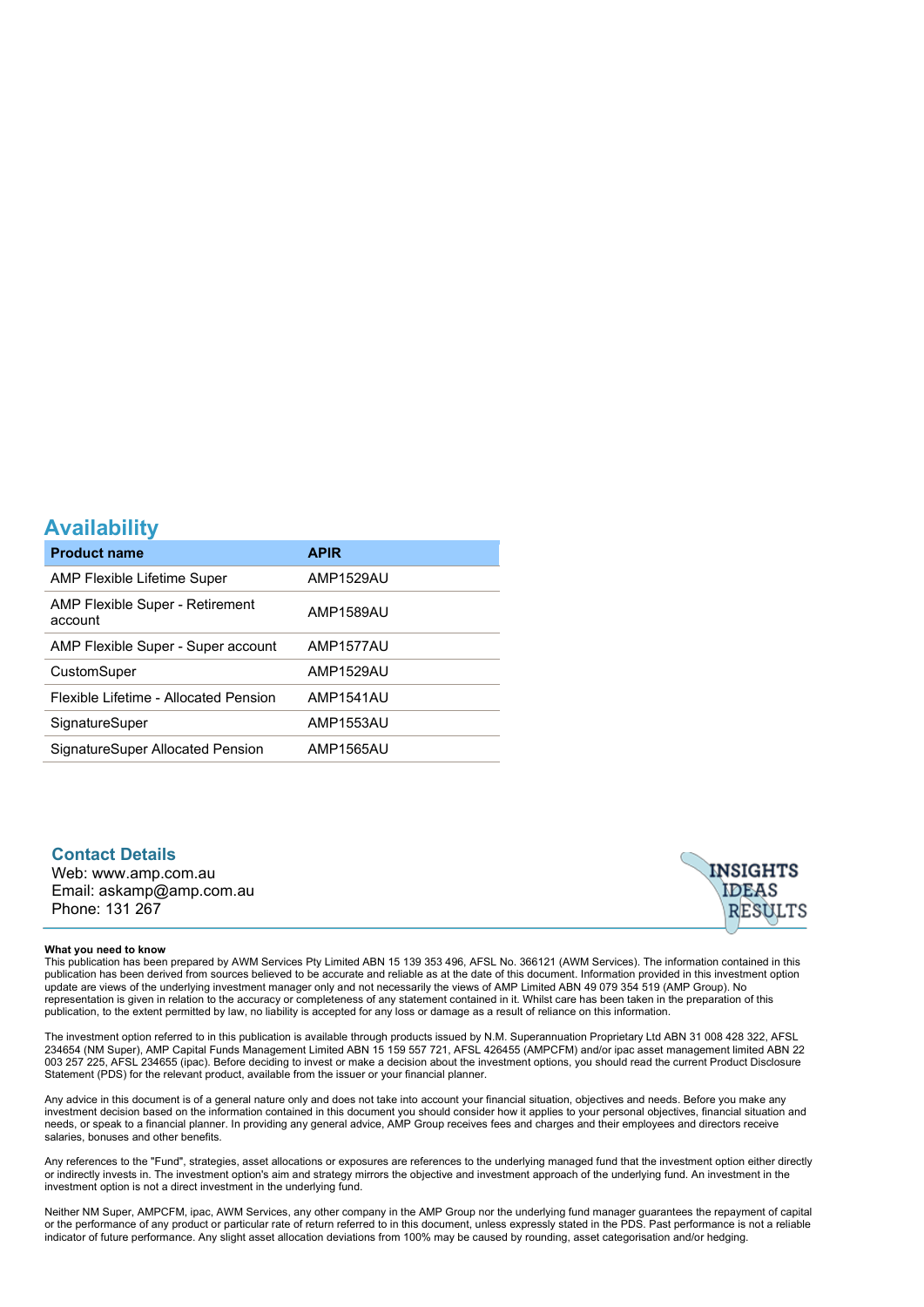## Availability

| Product name | APIR |
|---|---|
| AMP Flexible Lifetime Super | AMP1529AU |
| AMP Flexible Super - Retirement account | AMP1589AU |
| AMP Flexible Super - Super account | AMP1577AU |
| CustomSuper | AMP1529AU |
| Flexible Lifetime - Allocated Pension | AMP1541AU |
| SignatureSuper | AMP1553AU |
| SignatureSuper Allocated Pension | AMP1565AU |

### Contact Details

Web: www.amp.com.au
Email: askamp@amp.com.au
Phone: 131 267

INSIGHTS
IDEAS
RESULTS

**What you need to know**

This publication has been prepared by AWM Services Pty Limited ABN 15 139 353 496, AFSL No. 366121 (AWM Services). The information contained in this publication has been derived from sources believed to be accurate and reliable as at the date of this document. Information provided in this investment option update are views of the underlying investment manager only and not necessarily the views of AMP Limited ABN 49 079 354 519 (AMP Group). No representation is given in relation to the accuracy or completeness of any statement contained in it. Whilst care has been taken in the preparation of this publication, to the extent permitted by law, no liability is accepted for any loss or damage as a result of reliance on this information.

The investment option referred to in this publication is available through products issued by N.M. Superannuation Proprietary Ltd ABN 31 008 428 322, AFSL 234654 (NM Super), AMP Capital Funds Management Limited ABN 15 159 557 721, AFSL 426455 (AMPCFM) and/or ipac asset management limited ABN 22 003 257 225, AFSL 234655 (ipac). Before deciding to invest or make a decision about the investment options, you should read the current Product Disclosure Statement (PDS) for the relevant product, available from the issuer or your financial planner.

Any advice in this document is of a general nature only and does not take into account your financial situation, objectives and needs. Before you make any investment decision based on the information contained in this document you should consider how it applies to your personal objectives, financial situation and needs, or speak to a financial planner. In providing any general advice, AMP Group receives fees and charges and their employees and directors receive salaries, bonuses and other benefits.

Any references to the "Fund", strategies, asset allocations or exposures are references to the underlying managed fund that the investment option either directly or indirectly invests in. The investment option's aim and strategy mirrors the objective and investment approach of the underlying fund. An investment in the investment option is not a direct investment in the underlying fund.

Neither NM Super, AMPCFM, ipac, AWM Services, any other company in the AMP Group nor the underlying fund manager guarantees the repayment of capital or the performance of any product or particular rate of return referred to in this document, unless expressly stated in the PDS. Past performance is not a reliable indicator of future performance. Any slight asset allocation deviations from 100% may be caused by rounding, asset categorisation and/or hedging.